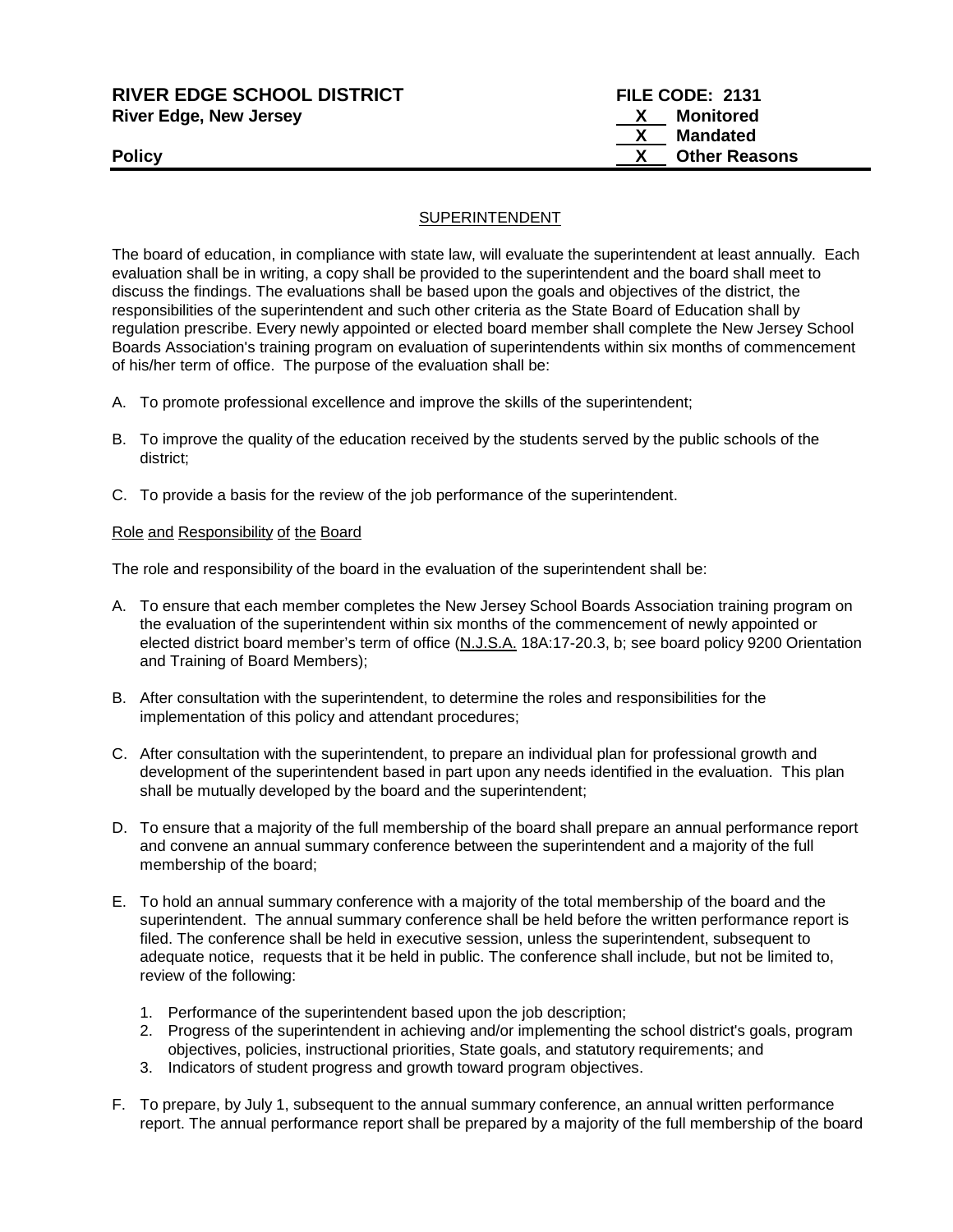**RIVER EDGE SCHOOL DISTRICT** **FILE CODE: 2131**
**River Edge, New Jersey**

| | |
|---|---|
| X | Monitored |
| X | Mandated |
| X | Other Reasons |

**Policy**

SUPERINTENDENT

The board of education, in compliance with state law, will evaluate the superintendent at least annually. Each evaluation shall be in writing, a copy shall be provided to the superintendent and the board shall meet to discuss the findings. The evaluations shall be based upon the goals and objectives of the district, the responsibilities of the superintendent and such other criteria as the State Board of Education shall by regulation prescribe. Every newly appointed or elected board member shall complete the New Jersey School Boards Association's training program on evaluation of superintendents within six months of commencement of his/her term of office. The purpose of the evaluation shall be:

A. To promote professional excellence and improve the skills of the superintendent;

B. To improve the quality of the education received by the students served by the public schools of the district;

C. To provide a basis for the review of the job performance of the superintendent.

Role and Responsibility of the Board

The role and responsibility of the board in the evaluation of the superintendent shall be:

A. To ensure that each member completes the New Jersey School Boards Association training program on the evaluation of the superintendent within six months of the commencement of newly appointed or elected district board member's term of office (N.J.S.A. 18A:17-20.3, b; see board policy 9200 Orientation and Training of Board Members);

B. After consultation with the superintendent, to determine the roles and responsibilities for the implementation of this policy and attendant procedures;

C. After consultation with the superintendent, to prepare an individual plan for professional growth and development of the superintendent based in part upon any needs identified in the evaluation. This plan shall be mutually developed by the board and the superintendent;

D. To ensure that a majority of the full membership of the board shall prepare an annual performance report and convene an annual summary conference between the superintendent and a majority of the full membership of the board;

E. To hold an annual summary conference with a majority of the total membership of the board and the superintendent. The annual summary conference shall be held before the written performance report is filed. The conference shall be held in executive session, unless the superintendent, subsequent to adequate notice, requests that it be held in public. The conference shall include, but not be limited to, review of the following:

   1. Performance of the superintendent based upon the job description;
   2. Progress of the superintendent in achieving and/or implementing the school district's goals, program objectives, policies, instructional priorities, State goals, and statutory requirements; and
   3. Indicators of student progress and growth toward program objectives.

F. To prepare, by July 1, subsequent to the annual summary conference, an annual written performance report. The annual performance report shall be prepared by a majority of the full membership of the board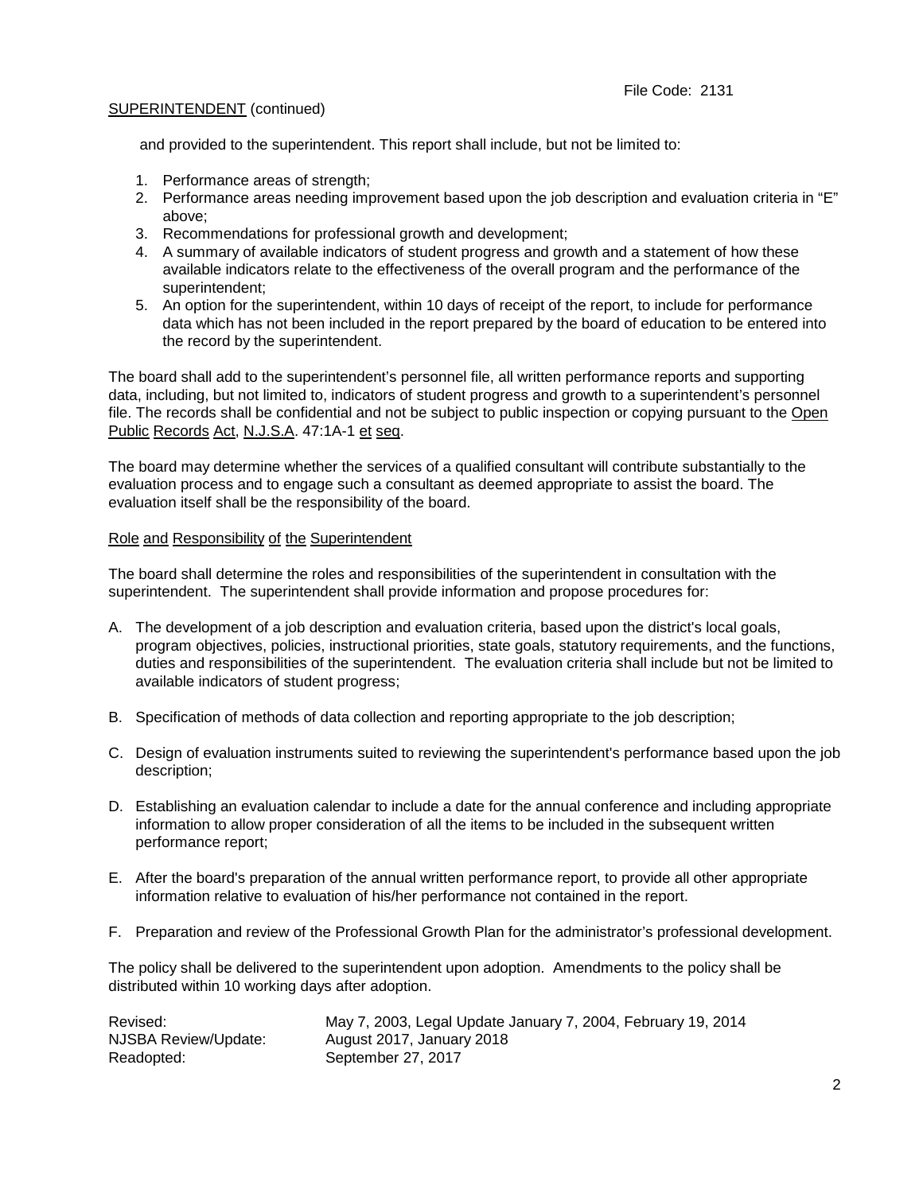and provided to the superintendent. This report shall include, but not be limited to:

1. Performance areas of strength;
2. Performance areas needing improvement based upon the job description and evaluation criteria in "E" above;
3. Recommendations for professional growth and development;
4. A summary of available indicators of student progress and growth and a statement of how these available indicators relate to the effectiveness of the overall program and the performance of the superintendent;
5. An option for the superintendent, within 10 days of receipt of the report, to include for performance data which has not been included in the report prepared by the board of education to be entered into the record by the superintendent.

The board shall add to the superintendent's personnel file, all written performance reports and supporting data, including, but not limited to, indicators of student progress and growth to a superintendent's personnel file. The records shall be confidential and not be subject to public inspection or copying pursuant to the Open Public Records Act, N.J.S.A. 47:1A-1 et seq.

The board may determine whether the services of a qualified consultant will contribute substantially to the evaluation process and to engage such a consultant as deemed appropriate to assist the board. The evaluation itself shall be the responsibility of the board.

## Role and Responsibility of the Superintendent

The board shall determine the roles and responsibilities of the superintendent in consultation with the superintendent. The superintendent shall provide information and propose procedures for:

A. The development of a job description and evaluation criteria, based upon the district's local goals, program objectives, policies, instructional priorities, state goals, statutory requirements, and the functions, duties and responsibilities of the superintendent. The evaluation criteria shall include but not be limited to available indicators of student progress;

B. Specification of methods of data collection and reporting appropriate to the job description;

C. Design of evaluation instruments suited to reviewing the superintendent's performance based upon the job description;

D. Establishing an evaluation calendar to include a date for the annual conference and including appropriate information to allow proper consideration of all the items to be included in the subsequent written performance report;

E. After the board's preparation of the annual written performance report, to provide all other appropriate information relative to evaluation of his/her performance not contained in the report.

F. Preparation and review of the Professional Growth Plan for the administrator's professional development.

The policy shall be delivered to the superintendent upon adoption. Amendments to the policy shall be distributed within 10 working days after adoption.

| | |
|---|---|
| Revised: | May 7, 2003, Legal Update January 7, 2004, February 19, 2014 |
| NJSBA Review/Update: | August 2017, January 2018 |
| Readopted: | September 27, 2017 |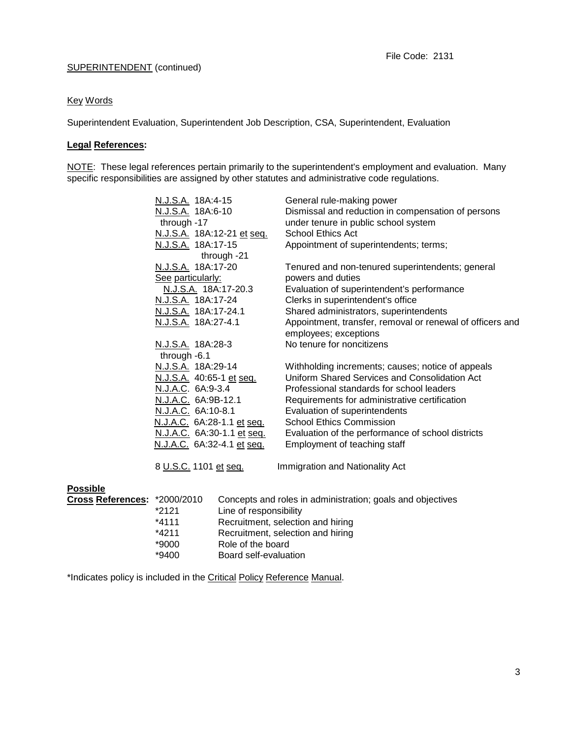File Code: 2131

SUPERINTENDENT (continued)

Key Words

Superintendent Evaluation, Superintendent Job Description, CSA, Superintendent, Evaluation

**Legal References:**

NOTE: These legal references pertain primarily to the superintendent's employment and evaluation. Many specific responsibilities are assigned by other statutes and administrative code regulations.

| | |
|---|---|
| N.J.S.A. 18A:4-15 | General rule-making power |
| N.J.S.A. 18A:6-10 through -17 | Dismissal and reduction in compensation of persons under tenure in public school system |
| N.J.S.A. 18A:12-21 et seq. | School Ethics Act |
| N.J.S.A. 18A:17-15 through -21 | Appointment of superintendents; terms; |
| N.J.S.A. 18A:17-20 | Tenured and non-tenured superintendents; general powers and duties |
| See particularly: N.J.S.A. 18A:17-20.3 | Evaluation of superintendent's performance |
| N.J.S.A. 18A:17-24 | Clerks in superintendent's office |
| N.J.S.A. 18A:17-24.1 | Shared administrators, superintendents |
| N.J.S.A. 18A:27-4.1 | Appointment, transfer, removal or renewal of officers and employees; exceptions |
| N.J.S.A. 18A:28-3 through -6.1 | No tenure for noncitizens |
| N.J.S.A. 18A:29-14 | Withholding increments; causes; notice of appeals |
| N.J.S.A. 40:65-1 et seq. | Uniform Shared Services and Consolidation Act |
| N.J.A.C. 6A:9-3.4 | Professional standards for school leaders |
| N.J.A.C. 6A:9B-12.1 | Requirements for administrative certification |
| N.J.A.C. 6A:10-8.1 | Evaluation of superintendents |
| N.J.A.C. 6A:28-1.1 et seq. | School Ethics Commission |
| N.J.A.C. 6A:30-1.1 et seq. | Evaluation of the performance of school districts |
| N.J.A.C. 6A:32-4.1 et seq. | Employment of teaching staff |
| 8 U.S.C. 1101 et seq. | Immigration and Nationality Act |

**Possible Cross References:**

| | |
|---|---|
| *2000/2010 | Concepts and roles in administration; goals and objectives |
| *2121 | Line of responsibility |
| *4111 | Recruitment, selection and hiring |
| *4211 | Recruitment, selection and hiring |
| *9000 | Role of the board |
| *9400 | Board self-evaluation |

*Indicates policy is included in the Critical Policy Reference Manual.